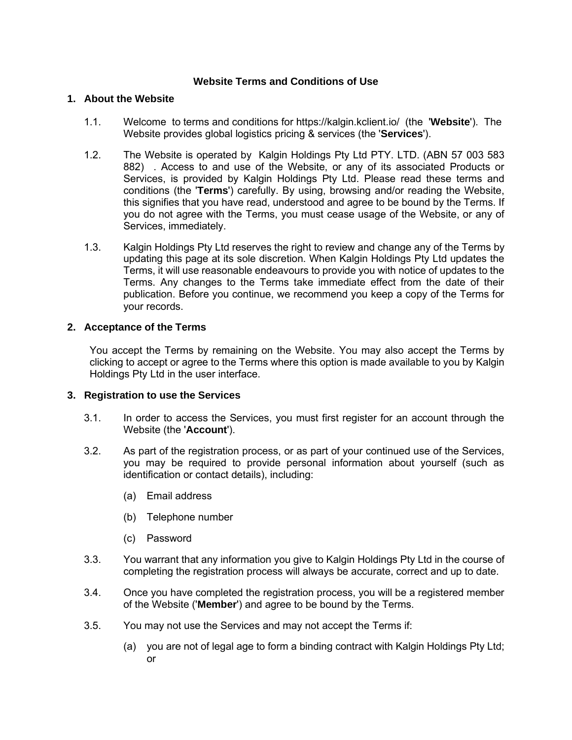# Website Terms and Conditions of Use

## 1. About the Website

1.1. Welcome to terms and conditions for https://kalgin.kclient.io/ (the '**Website**'). The Website provides global logistics pricing & services (the '**Services**').

1.2. The Website is operated by Kalgin Holdings Pty Ltd PTY. LTD. (ABN 57 003 583 882) . Access to and use of the Website, or any of its associated Products or Services, is provided by Kalgin Holdings Pty Ltd. Please read these terms and conditions (the '**Terms**') carefully. By using, browsing and/or reading the Website, this signifies that you have read, understood and agree to be bound by the Terms. If you do not agree with the Terms, you must cease usage of the Website, or any of Services, immediately.

1.3. Kalgin Holdings Pty Ltd reserves the right to review and change any of the Terms by updating this page at its sole discretion. When Kalgin Holdings Pty Ltd updates the Terms, it will use reasonable endeavours to provide you with notice of updates to the Terms. Any changes to the Terms take immediate effect from the date of their publication. Before you continue, we recommend you keep a copy of the Terms for your records.

## 2. Acceptance of the Terms

You accept the Terms by remaining on the Website. You may also accept the Terms by clicking to accept or agree to the Terms where this option is made available to you by Kalgin Holdings Pty Ltd in the user interface.

## 3. Registration to use the Services

3.1. In order to access the Services, you must first register for an account through the Website (the '**Account**').

3.2. As part of the registration process, or as part of your continued use of the Services, you may be required to provide personal information about yourself (such as identification or contact details), including:

(a) Email address

(b) Telephone number

(c) Password

3.3. You warrant that any information you give to Kalgin Holdings Pty Ltd in the course of completing the registration process will always be accurate, correct and up to date.

3.4. Once you have completed the registration process, you will be a registered member of the Website ('**Member**') and agree to be bound by the Terms.

3.5. You may not use the Services and may not accept the Terms if:

(a) you are not of legal age to form a binding contract with Kalgin Holdings Pty Ltd; or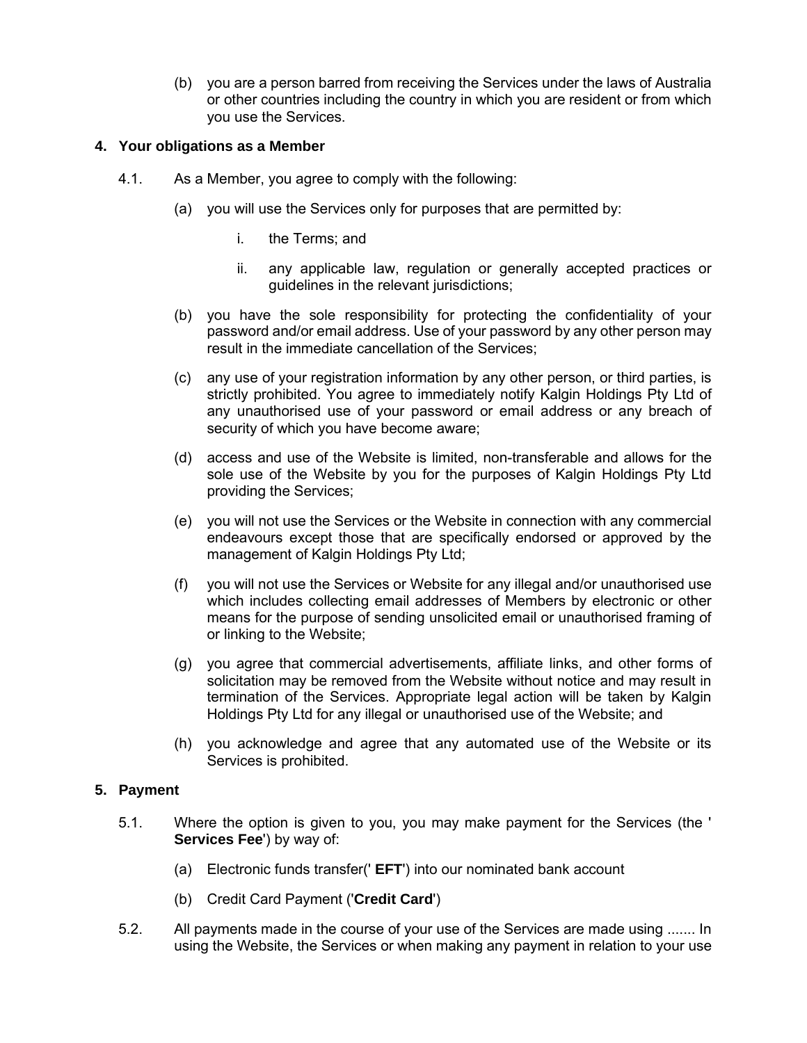(b) you are a person barred from receiving the Services under the laws of Australia or other countries including the country in which you are resident or from which you use the Services.

## 4. Your obligations as a Member

4.1. As a Member, you agree to comply with the following:

(a) you will use the Services only for purposes that are permitted by:

i. the Terms; and

ii. any applicable law, regulation or generally accepted practices or guidelines in the relevant jurisdictions;

(b) you have the sole responsibility for protecting the confidentiality of your password and/or email address. Use of your password by any other person may result in the immediate cancellation of the Services;

(c) any use of your registration information by any other person, or third parties, is strictly prohibited. You agree to immediately notify Kalgin Holdings Pty Ltd of any unauthorised use of your password or email address or any breach of security of which you have become aware;

(d) access and use of the Website is limited, non-transferable and allows for the sole use of the Website by you for the purposes of Kalgin Holdings Pty Ltd providing the Services;

(e) you will not use the Services or the Website in connection with any commercial endeavours except those that are specifically endorsed or approved by the management of Kalgin Holdings Pty Ltd;

(f) you will not use the Services or Website for any illegal and/or unauthorised use which includes collecting email addresses of Members by electronic or other means for the purpose of sending unsolicited email or unauthorised framing of or linking to the Website;

(g) you agree that commercial advertisements, affiliate links, and other forms of solicitation may be removed from the Website without notice and may result in termination of the Services. Appropriate legal action will be taken by Kalgin Holdings Pty Ltd for any illegal or unauthorised use of the Website; and

(h) you acknowledge and agree that any automated use of the Website or its Services is prohibited.

## 5. Payment

5.1. Where the option is given to you, you may make payment for the Services (the '**Services Fee**') by way of:

(a) Electronic funds transfer(' **EFT**') into our nominated bank account

(b) Credit Card Payment ('**Credit Card**')

5.2. All payments made in the course of your use of the Services are made using ....... In using the Website, the Services or when making any payment in relation to your use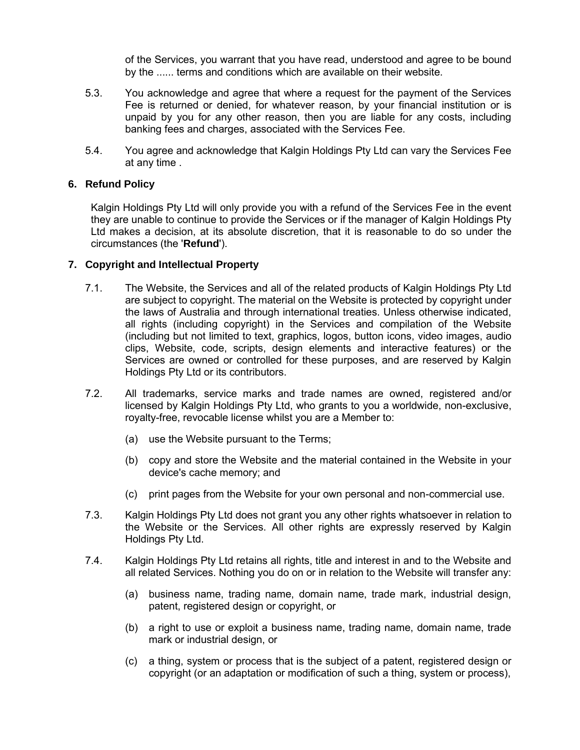of the Services, you warrant that you have read, understood and agree to be bound by the ...... terms and conditions which are available on their website.

5.3. You acknowledge and agree that where a request for the payment of the Services Fee is returned or denied, for whatever reason, by your financial institution or is unpaid by you for any other reason, then you are liable for any costs, including banking fees and charges, associated with the Services Fee.

5.4. You agree and acknowledge that Kalgin Holdings Pty Ltd can vary the Services Fee at any time .

## 6. Refund Policy

Kalgin Holdings Pty Ltd will only provide you with a refund of the Services Fee in the event they are unable to continue to provide the Services or if the manager of Kalgin Holdings Pty Ltd makes a decision, at its absolute discretion, that it is reasonable to do so under the circumstances (the '**Refund**').

## 7. Copyright and Intellectual Property

7.1. The Website, the Services and all of the related products of Kalgin Holdings Pty Ltd are subject to copyright. The material on the Website is protected by copyright under the laws of Australia and through international treaties. Unless otherwise indicated, all rights (including copyright) in the Services and compilation of the Website (including but not limited to text, graphics, logos, button icons, video images, audio clips, Website, code, scripts, design elements and interactive features) or the Services are owned or controlled for these purposes, and are reserved by Kalgin Holdings Pty Ltd or its contributors.

7.2. All trademarks, service marks and trade names are owned, registered and/or licensed by Kalgin Holdings Pty Ltd, who grants to you a worldwide, non-exclusive, royalty-free, revocable license whilst you are a Member to:

(a) use the Website pursuant to the Terms;

(b) copy and store the Website and the material contained in the Website in your device's cache memory; and

(c) print pages from the Website for your own personal and non-commercial use.

7.3. Kalgin Holdings Pty Ltd does not grant you any other rights whatsoever in relation to the Website or the Services. All other rights are expressly reserved by Kalgin Holdings Pty Ltd.

7.4. Kalgin Holdings Pty Ltd retains all rights, title and interest in and to the Website and all related Services. Nothing you do on or in relation to the Website will transfer any:

(a) business name, trading name, domain name, trade mark, industrial design, patent, registered design or copyright, or

(b) a right to use or exploit a business name, trading name, domain name, trade mark or industrial design, or

(c) a thing, system or process that is the subject of a patent, registered design or copyright (or an adaptation or modification of such a thing, system or process),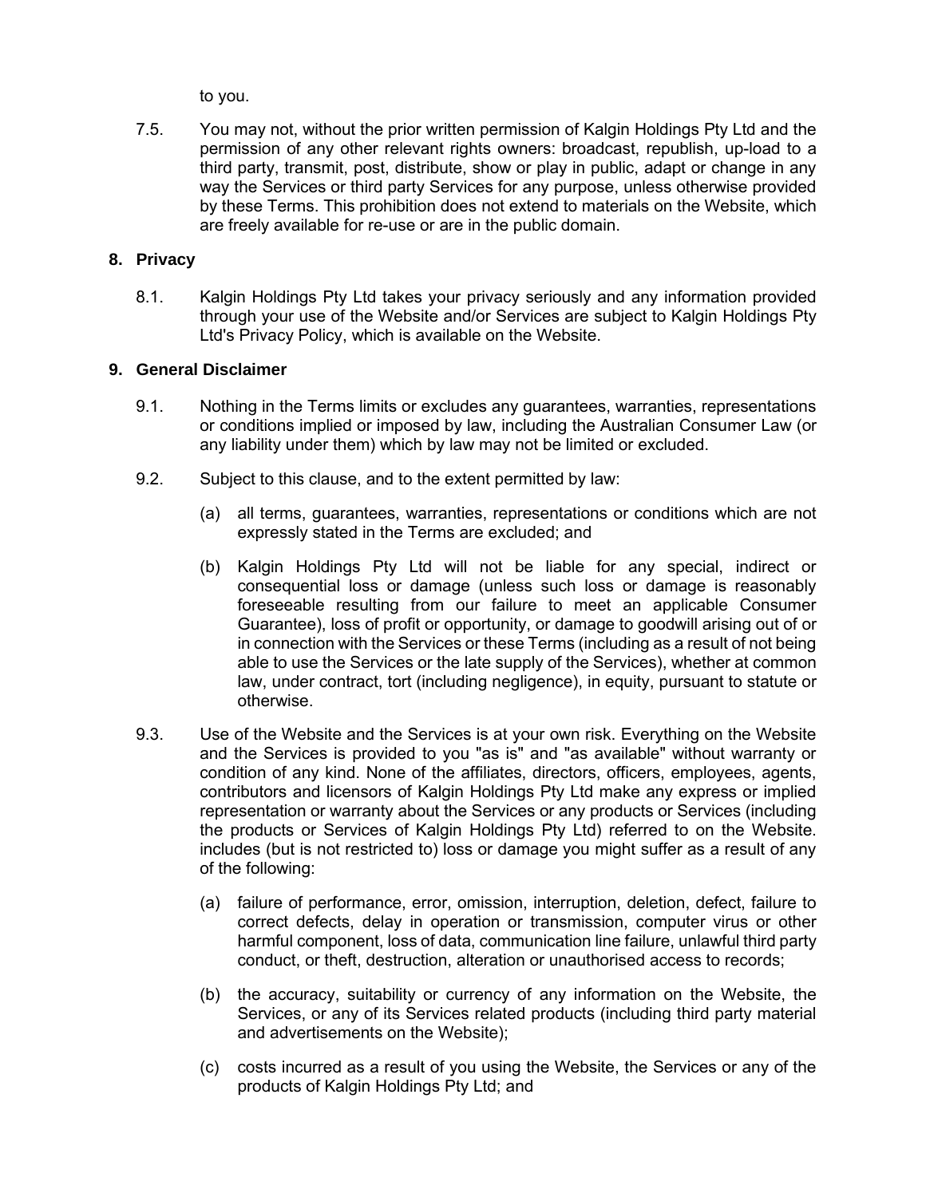to you.

7.5. You may not, without the prior written permission of Kalgin Holdings Pty Ltd and the permission of any other relevant rights owners: broadcast, republish, up-load to a third party, transmit, post, distribute, show or play in public, adapt or change in any way the Services or third party Services for any purpose, unless otherwise provided by these Terms. This prohibition does not extend to materials on the Website, which are freely available for re-use or are in the public domain.

## 8. Privacy

8.1. Kalgin Holdings Pty Ltd takes your privacy seriously and any information provided through your use of the Website and/or Services are subject to Kalgin Holdings Pty Ltd's Privacy Policy, which is available on the Website.

## 9. General Disclaimer

9.1. Nothing in the Terms limits or excludes any guarantees, warranties, representations or conditions implied or imposed by law, including the Australian Consumer Law (or any liability under them) which by law may not be limited or excluded.

9.2. Subject to this clause, and to the extent permitted by law:

(a) all terms, guarantees, warranties, representations or conditions which are not expressly stated in the Terms are excluded; and

(b) Kalgin Holdings Pty Ltd will not be liable for any special, indirect or consequential loss or damage (unless such loss or damage is reasonably foreseeable resulting from our failure to meet an applicable Consumer Guarantee), loss of profit or opportunity, or damage to goodwill arising out of or in connection with the Services or these Terms (including as a result of not being able to use the Services or the late supply of the Services), whether at common law, under contract, tort (including negligence), in equity, pursuant to statute or otherwise.

9.3. Use of the Website and the Services is at your own risk. Everything on the Website and the Services is provided to you "as is" and "as available" without warranty or condition of any kind. None of the affiliates, directors, officers, employees, agents, contributors and licensors of Kalgin Holdings Pty Ltd make any express or implied representation or warranty about the Services or any products or Services (including the products or Services of Kalgin Holdings Pty Ltd) referred to on the Website. includes (but is not restricted to) loss or damage you might suffer as a result of any of the following:

(a) failure of performance, error, omission, interruption, deletion, defect, failure to correct defects, delay in operation or transmission, computer virus or other harmful component, loss of data, communication line failure, unlawful third party conduct, or theft, destruction, alteration or unauthorised access to records;

(b) the accuracy, suitability or currency of any information on the Website, the Services, or any of its Services related products (including third party material and advertisements on the Website);

(c) costs incurred as a result of you using the Website, the Services or any of the products of Kalgin Holdings Pty Ltd; and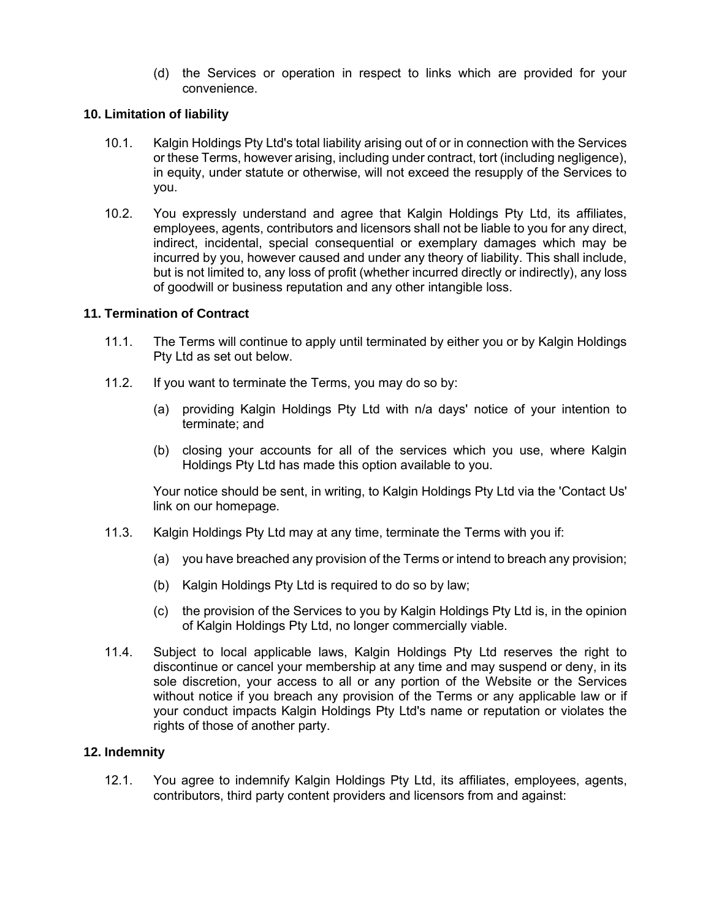(d) the Services or operation in respect to links which are provided for your convenience.

## 10. Limitation of liability

10.1. Kalgin Holdings Pty Ltd's total liability arising out of or in connection with the Services or these Terms, however arising, including under contract, tort (including negligence), in equity, under statute or otherwise, will not exceed the resupply of the Services to you.

10.2. You expressly understand and agree that Kalgin Holdings Pty Ltd, its affiliates, employees, agents, contributors and licensors shall not be liable to you for any direct, indirect, incidental, special consequential or exemplary damages which may be incurred by you, however caused and under any theory of liability. This shall include, but is not limited to, any loss of profit (whether incurred directly or indirectly), any loss of goodwill or business reputation and any other intangible loss.

## 11. Termination of Contract

11.1. The Terms will continue to apply until terminated by either you or by Kalgin Holdings Pty Ltd as set out below.

11.2. If you want to terminate the Terms, you may do so by:

(a) providing Kalgin Holdings Pty Ltd with n/a days' notice of your intention to terminate; and

(b) closing your accounts for all of the services which you use, where Kalgin Holdings Pty Ltd has made this option available to you.

Your notice should be sent, in writing, to Kalgin Holdings Pty Ltd via the 'Contact Us' link on our homepage.

11.3. Kalgin Holdings Pty Ltd may at any time, terminate the Terms with you if:

(a) you have breached any provision of the Terms or intend to breach any provision;

(b) Kalgin Holdings Pty Ltd is required to do so by law;

(c) the provision of the Services to you by Kalgin Holdings Pty Ltd is, in the opinion of Kalgin Holdings Pty Ltd, no longer commercially viable.

11.4. Subject to local applicable laws, Kalgin Holdings Pty Ltd reserves the right to discontinue or cancel your membership at any time and may suspend or deny, in its sole discretion, your access to all or any portion of the Website or the Services without notice if you breach any provision of the Terms or any applicable law or if your conduct impacts Kalgin Holdings Pty Ltd's name or reputation or violates the rights of those of another party.

## 12. Indemnity

12.1. You agree to indemnify Kalgin Holdings Pty Ltd, its affiliates, employees, agents, contributors, third party content providers and licensors from and against: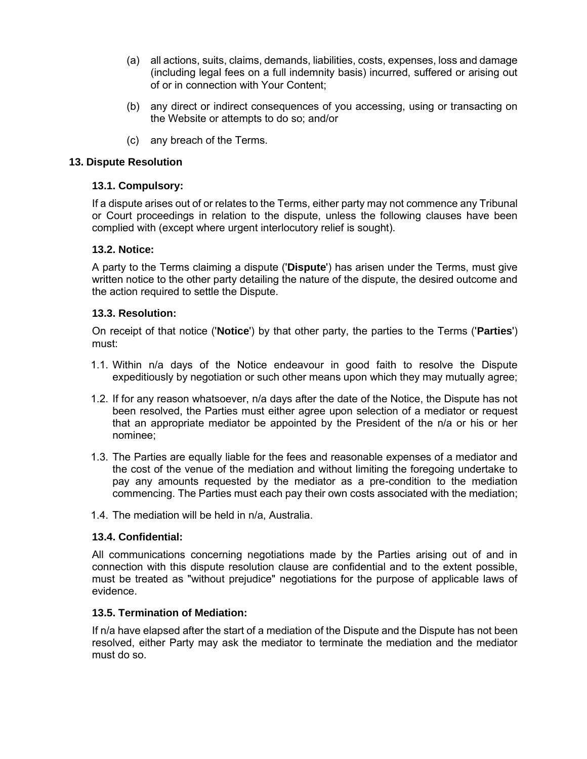(a) all actions, suits, claims, demands, liabilities, costs, expenses, loss and damage (including legal fees on a full indemnity basis) incurred, suffered or arising out of or in connection with Your Content;

(b) any direct or indirect consequences of you accessing, using or transacting on the Website or attempts to do so; and/or

(c) any breach of the Terms.

## 13. Dispute Resolution

### 13.1. Compulsory:

If a dispute arises out of or relates to the Terms, either party may not commence any Tribunal or Court proceedings in relation to the dispute, unless the following clauses have been complied with (except where urgent interlocutory relief is sought).

### 13.2. Notice:

A party to the Terms claiming a dispute ('**Dispute**') has arisen under the Terms, must give written notice to the other party detailing the nature of the dispute, the desired outcome and the action required to settle the Dispute.

### 13.3. Resolution:

On receipt of that notice ('**Notice**') by that other party, the parties to the Terms ('**Parties**') must:

1.1. Within n/a days of the Notice endeavour in good faith to resolve the Dispute expeditiously by negotiation or such other means upon which they may mutually agree;

1.2. If for any reason whatsoever, n/a days after the date of the Notice, the Dispute has not been resolved, the Parties must either agree upon selection of a mediator or request that an appropriate mediator be appointed by the President of the n/a or his or her nominee;

1.3. The Parties are equally liable for the fees and reasonable expenses of a mediator and the cost of the venue of the mediation and without limiting the foregoing undertake to pay any amounts requested by the mediator as a pre-condition to the mediation commencing. The Parties must each pay their own costs associated with the mediation;

1.4. The mediation will be held in n/a, Australia.

### 13.4. Confidential:

All communications concerning negotiations made by the Parties arising out of and in connection with this dispute resolution clause are confidential and to the extent possible, must be treated as "without prejudice" negotiations for the purpose of applicable laws of evidence.

### 13.5. Termination of Mediation:

If n/a have elapsed after the start of a mediation of the Dispute and the Dispute has not been resolved, either Party may ask the mediator to terminate the mediation and the mediator must do so.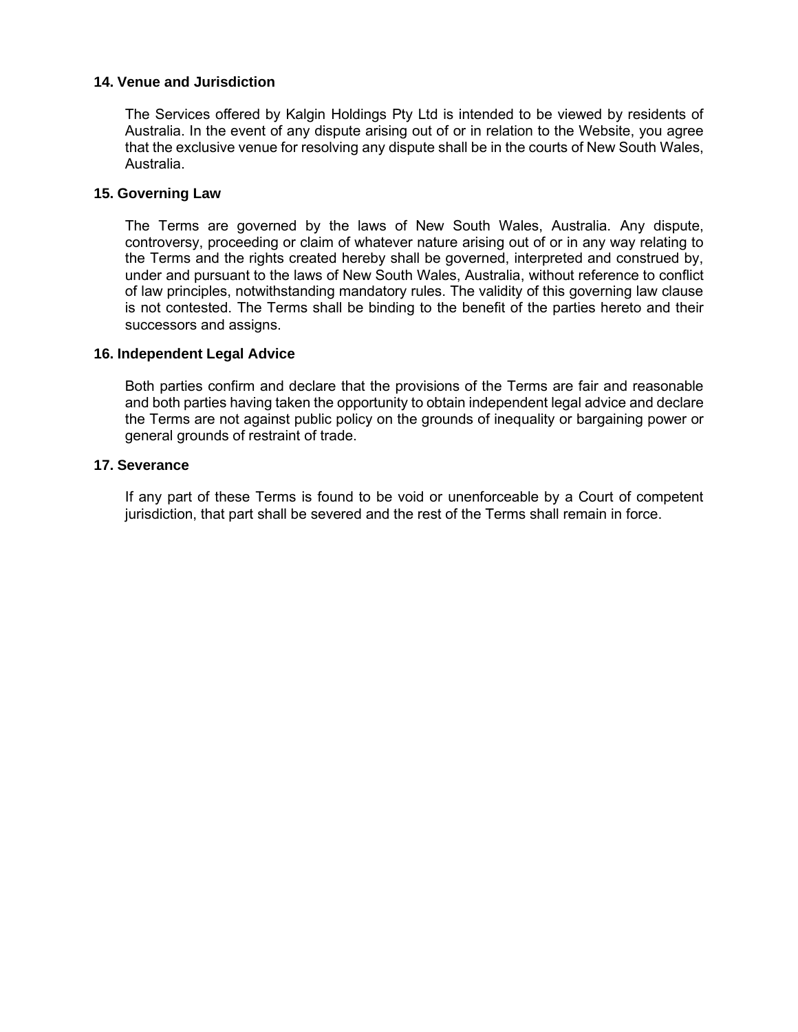### 14. Venue and Jurisdiction

The Services offered by Kalgin Holdings Pty Ltd is intended to be viewed by residents of Australia. In the event of any dispute arising out of or in relation to the Website, you agree that the exclusive venue for resolving any dispute shall be in the courts of New South Wales, Australia.

### 15. Governing Law

The Terms are governed by the laws of New South Wales, Australia. Any dispute, controversy, proceeding or claim of whatever nature arising out of or in any way relating to the Terms and the rights created hereby shall be governed, interpreted and construed by, under and pursuant to the laws of New South Wales, Australia, without reference to conflict of law principles, notwithstanding mandatory rules. The validity of this governing law clause is not contested. The Terms shall be binding to the benefit of the parties hereto and their successors and assigns.

### 16. Independent Legal Advice

Both parties confirm and declare that the provisions of the Terms are fair and reasonable and both parties having taken the opportunity to obtain independent legal advice and declare the Terms are not against public policy on the grounds of inequality or bargaining power or general grounds of restraint of trade.

### 17. Severance

If any part of these Terms is found to be void or unenforceable by a Court of competent jurisdiction, that part shall be severed and the rest of the Terms shall remain in force.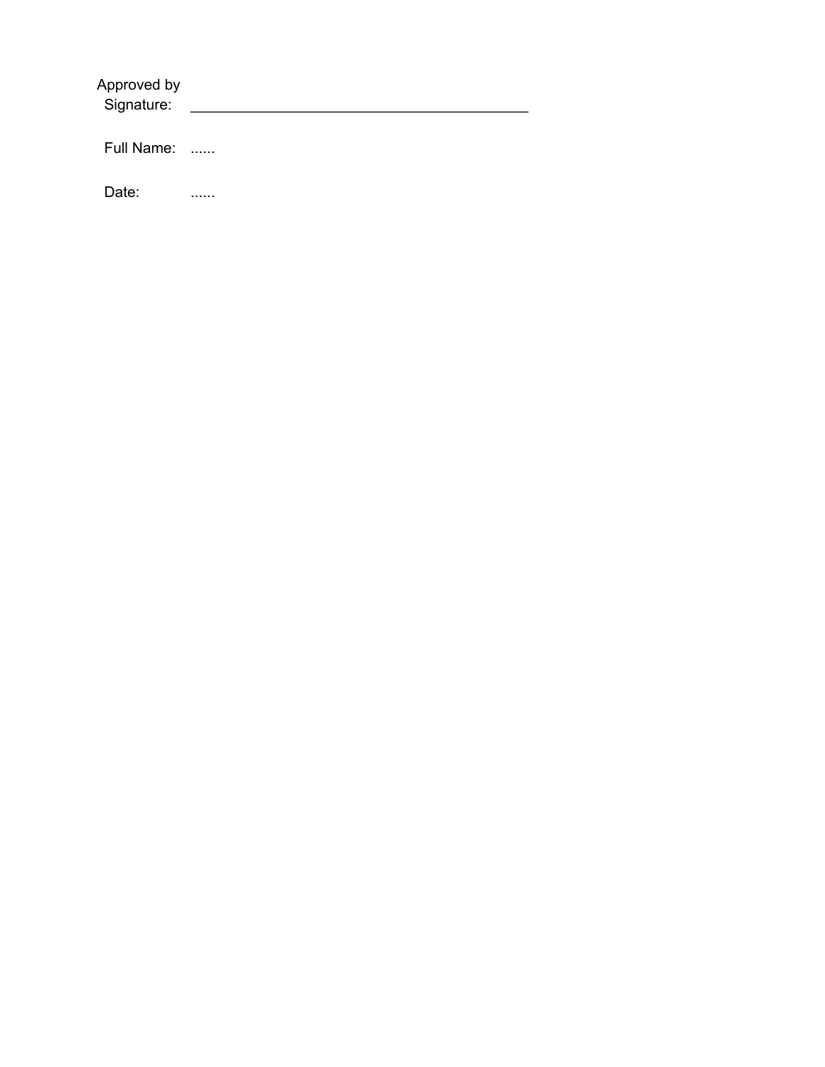Approved by
Signature: ___________________________________________

Full Name: ......

Date: ......